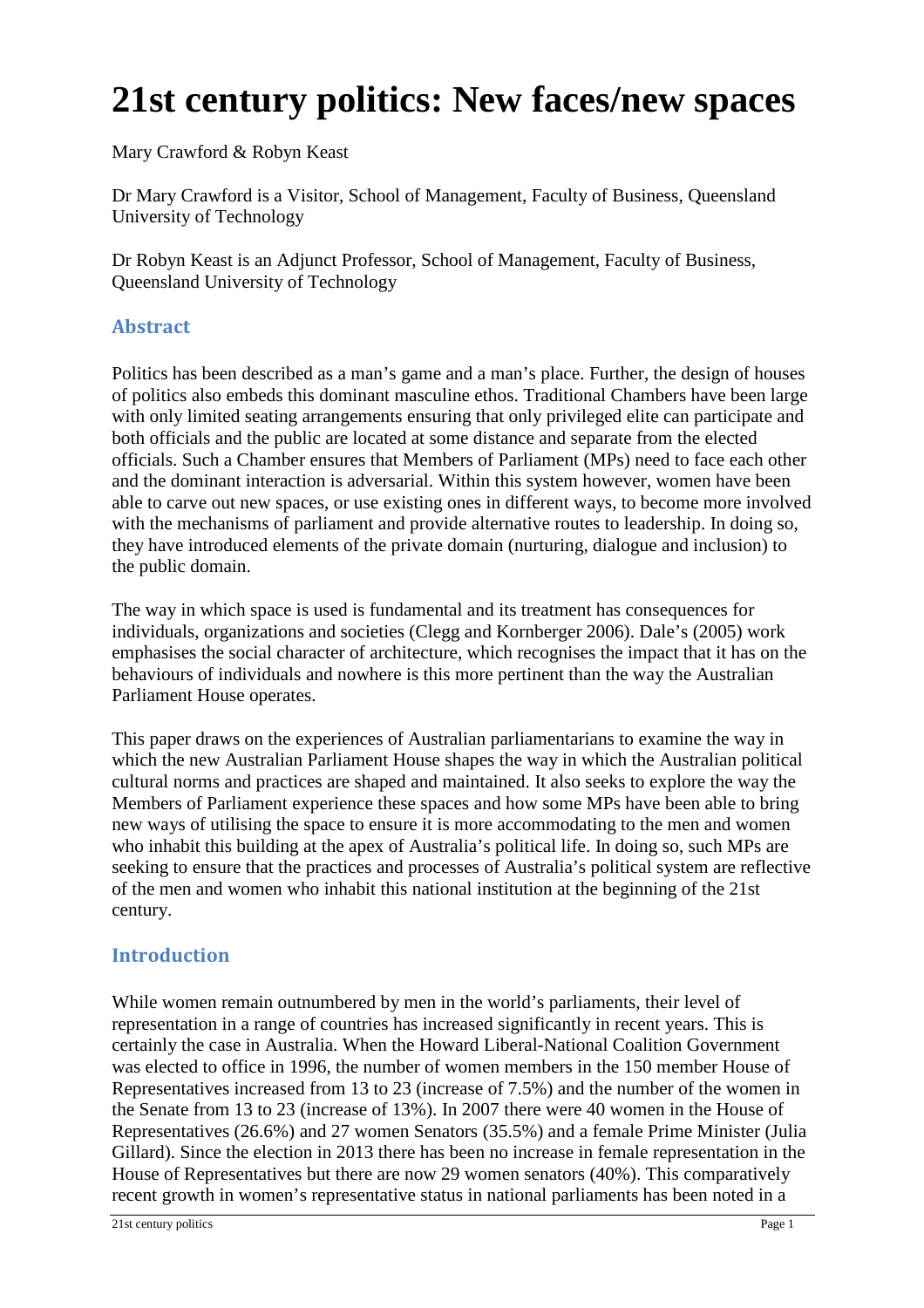# 21st century politics: New faces/new spaces

Mary Crawford & Robyn Keast

Dr Mary Crawford is a Visitor, School of Management, Faculty of Business, Queensland University of Technology

Dr Robyn Keast is an Adjunct Professor, School of Management, Faculty of Business, Queensland University of Technology

## Abstract

Politics has been described as a man's game and a man's place. Further, the design of houses of politics also embeds this dominant masculine ethos. Traditional Chambers have been large with only limited seating arrangements ensuring that only privileged elite can participate and both officials and the public are located at some distance and separate from the elected officials. Such a Chamber ensures that Members of Parliament (MPs) need to face each other and the dominant interaction is adversarial. Within this system however, women have been able to carve out new spaces, or use existing ones in different ways, to become more involved with the mechanisms of parliament and provide alternative routes to leadership. In doing so, they have introduced elements of the private domain (nurturing, dialogue and inclusion) to the public domain.

The way in which space is used is fundamental and its treatment has consequences for individuals, organizations and societies (Clegg and Kornberger 2006). Dale's (2005) work emphasises the social character of architecture, which recognises the impact that it has on the behaviours of individuals and nowhere is this more pertinent than the way the Australian Parliament House operates.

This paper draws on the experiences of Australian parliamentarians to examine the way in which the new Australian Parliament House shapes the way in which the Australian political cultural norms and practices are shaped and maintained. It also seeks to explore the way the Members of Parliament experience these spaces and how some MPs have been able to bring new ways of utilising the space to ensure it is more accommodating to the men and women who inhabit this building at the apex of Australia's political life. In doing so, such MPs are seeking to ensure that the practices and processes of Australia's political system are reflective of the men and women who inhabit this national institution at the beginning of the 21st century.

## Introduction

While women remain outnumbered by men in the world's parliaments, their level of representation in a range of countries has increased significantly in recent years. This is certainly the case in Australia. When the Howard Liberal-National Coalition Government was elected to office in 1996, the number of women members in the 150 member House of Representatives increased from 13 to 23 (increase of 7.5%) and the number of the women in the Senate from 13 to 23 (increase of 13%). In 2007 there were 40 women in the House of Representatives (26.6%) and 27 women Senators (35.5%) and a female Prime Minister (Julia Gillard). Since the election in 2013 there has been no increase in female representation in the House of Representatives but there are now 29 women senators (40%). This comparatively recent growth in women's representative status in national parliaments has been noted in a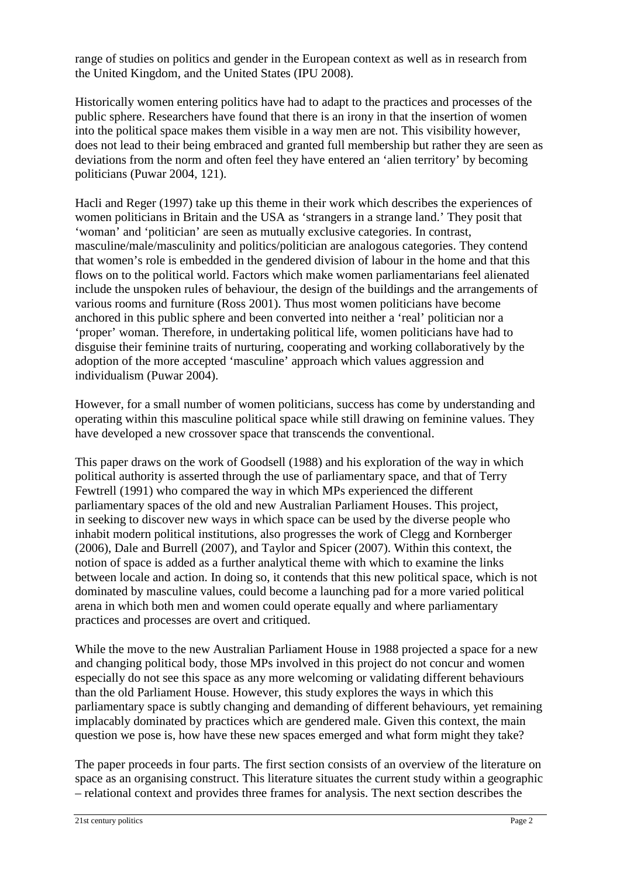range of studies on politics and gender in the European context as well as in research from the United Kingdom, and the United States (IPU 2008).

Historically women entering politics have had to adapt to the practices and processes of the public sphere. Researchers have found that there is an irony in that the insertion of women into the political space makes them visible in a way men are not. This visibility however, does not lead to their being embraced and granted full membership but rather they are seen as deviations from the norm and often feel they have entered an 'alien territory' by becoming politicians (Puwar 2004, 121).

Hacli and Reger (1997) take up this theme in their work which describes the experiences of women politicians in Britain and the USA as 'strangers in a strange land.' They posit that 'woman' and 'politician' are seen as mutually exclusive categories. In contrast, masculine/male/masculinity and politics/politician are analogous categories. They contend that women's role is embedded in the gendered division of labour in the home and that this flows on to the political world. Factors which make women parliamentarians feel alienated include the unspoken rules of behaviour, the design of the buildings and the arrangements of various rooms and furniture (Ross 2001). Thus most women politicians have become anchored in this public sphere and been converted into neither a 'real' politician nor a 'proper' woman. Therefore, in undertaking political life, women politicians have had to disguise their feminine traits of nurturing, cooperating and working collaboratively by the adoption of the more accepted 'masculine' approach which values aggression and individualism (Puwar 2004).

However, for a small number of women politicians, success has come by understanding and operating within this masculine political space while still drawing on feminine values. They have developed a new crossover space that transcends the conventional.

This paper draws on the work of Goodsell (1988) and his exploration of the way in which political authority is asserted through the use of parliamentary space, and that of Terry Fewtrell (1991) who compared the way in which MPs experienced the different parliamentary spaces of the old and new Australian Parliament Houses. This project, in seeking to discover new ways in which space can be used by the diverse people who inhabit modern political institutions, also progresses the work of Clegg and Kornberger (2006), Dale and Burrell (2007), and Taylor and Spicer (2007). Within this context, the notion of space is added as a further analytical theme with which to examine the links between locale and action. In doing so, it contends that this new political space, which is not dominated by masculine values, could become a launching pad for a more varied political arena in which both men and women could operate equally and where parliamentary practices and processes are overt and critiqued.

While the move to the new Australian Parliament House in 1988 projected a space for a new and changing political body, those MPs involved in this project do not concur and women especially do not see this space as any more welcoming or validating different behaviours than the old Parliament House. However, this study explores the ways in which this parliamentary space is subtly changing and demanding of different behaviours, yet remaining implacably dominated by practices which are gendered male. Given this context, the main question we pose is, how have these new spaces emerged and what form might they take?

The paper proceeds in four parts. The first section consists of an overview of the literature on space as an organising construct. This literature situates the current study within a geographic – relational context and provides three frames for analysis. The next section describes the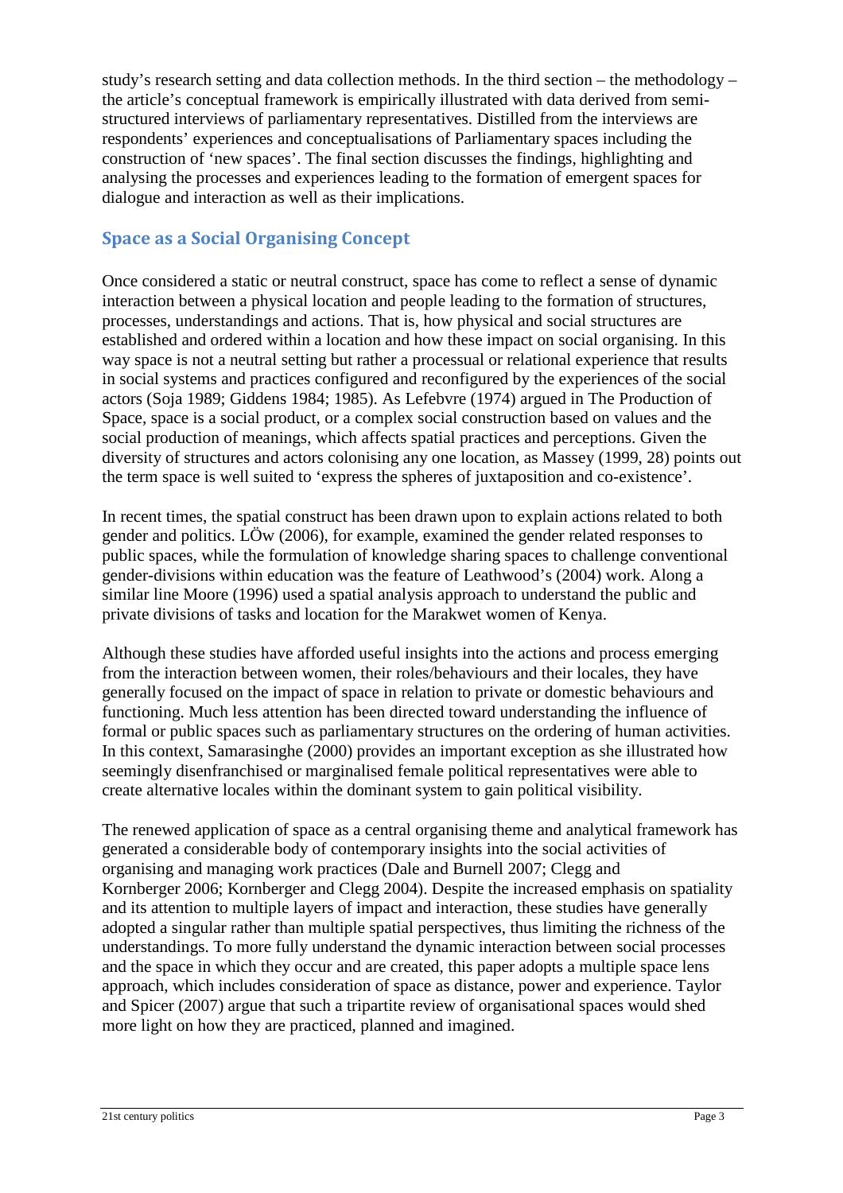study's research setting and data collection methods. In the third section – the methodology – the article's conceptual framework is empirically illustrated with data derived from semi-structured interviews of parliamentary representatives. Distilled from the interviews are respondents' experiences and conceptualisations of Parliamentary spaces including the construction of 'new spaces'. The final section discusses the findings, highlighting and analysing the processes and experiences leading to the formation of emergent spaces for dialogue and interaction as well as their implications.

## Space as a Social Organising Concept

Once considered a static or neutral construct, space has come to reflect a sense of dynamic interaction between a physical location and people leading to the formation of structures, processes, understandings and actions. That is, how physical and social structures are established and ordered within a location and how these impact on social organising. In this way space is not a neutral setting but rather a processual or relational experience that results in social systems and practices configured and reconfigured by the experiences of the social actors (Soja 1989; Giddens 1984; 1985). As Lefebvre (1974) argued in The Production of Space, space is a social product, or a complex social construction based on values and the social production of meanings, which affects spatial practices and perceptions. Given the diversity of structures and actors colonising any one location, as Massey (1999, 28) points out the term space is well suited to 'express the spheres of juxtaposition and co-existence'.

In recent times, the spatial construct has been drawn upon to explain actions related to both gender and politics. LÖw (2006), for example, examined the gender related responses to public spaces, while the formulation of knowledge sharing spaces to challenge conventional gender-divisions within education was the feature of Leathwood's (2004) work. Along a similar line Moore (1996) used a spatial analysis approach to understand the public and private divisions of tasks and location for the Marakwet women of Kenya.

Although these studies have afforded useful insights into the actions and process emerging from the interaction between women, their roles/behaviours and their locales, they have generally focused on the impact of space in relation to private or domestic behaviours and functioning. Much less attention has been directed toward understanding the influence of formal or public spaces such as parliamentary structures on the ordering of human activities. In this context, Samarasinghe (2000) provides an important exception as she illustrated how seemingly disenfranchised or marginalised female political representatives were able to create alternative locales within the dominant system to gain political visibility.

The renewed application of space as a central organising theme and analytical framework has generated a considerable body of contemporary insights into the social activities of organising and managing work practices (Dale and Burnell 2007; Clegg and Kornberger 2006; Kornberger and Clegg 2004). Despite the increased emphasis on spatiality and its attention to multiple layers of impact and interaction, these studies have generally adopted a singular rather than multiple spatial perspectives, thus limiting the richness of the understandings. To more fully understand the dynamic interaction between social processes and the space in which they occur and are created, this paper adopts a multiple space lens approach, which includes consideration of space as distance, power and experience. Taylor and Spicer (2007) argue that such a tripartite review of organisational spaces would shed more light on how they are practiced, planned and imagined.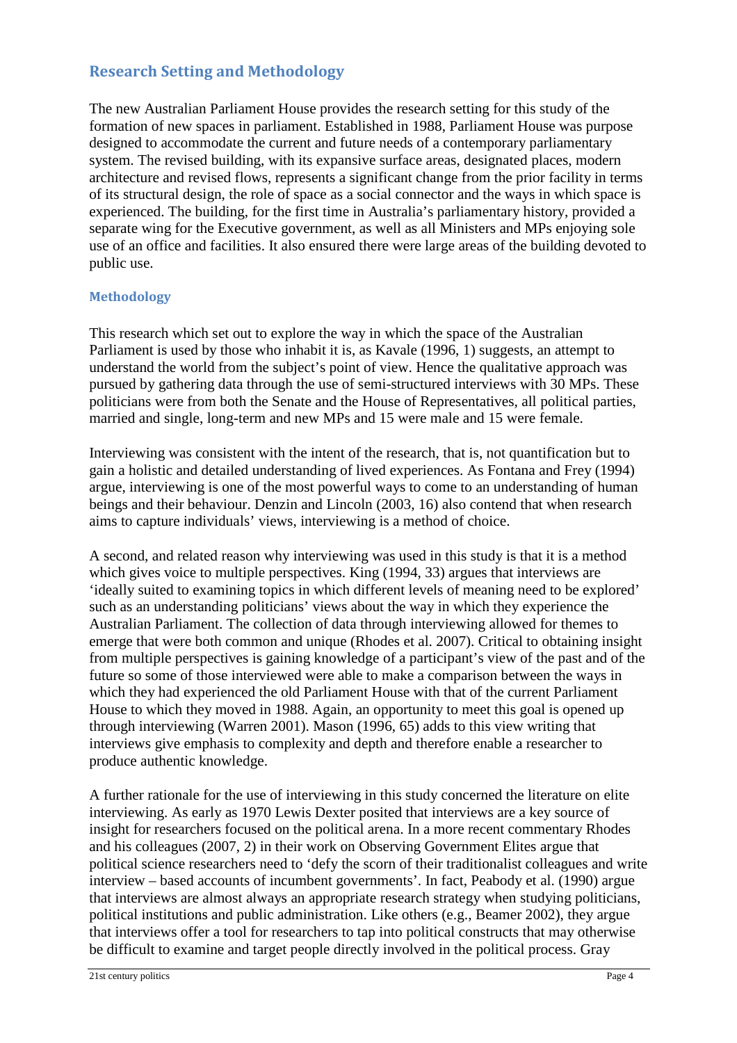## Research Setting and Methodology

The new Australian Parliament House provides the research setting for this study of the formation of new spaces in parliament. Established in 1988, Parliament House was purpose designed to accommodate the current and future needs of a contemporary parliamentary system. The revised building, with its expansive surface areas, designated places, modern architecture and revised flows, represents a significant change from the prior facility in terms of its structural design, the role of space as a social connector and the ways in which space is experienced. The building, for the first time in Australia's parliamentary history, provided a separate wing for the Executive government, as well as all Ministers and MPs enjoying sole use of an office and facilities. It also ensured there were large areas of the building devoted to public use.

### Methodology

This research which set out to explore the way in which the space of the Australian Parliament is used by those who inhabit it is, as Kavale (1996, 1) suggests, an attempt to understand the world from the subject's point of view. Hence the qualitative approach was pursued by gathering data through the use of semi-structured interviews with 30 MPs. These politicians were from both the Senate and the House of Representatives, all political parties, married and single, long-term and new MPs and 15 were male and 15 were female.

Interviewing was consistent with the intent of the research, that is, not quantification but to gain a holistic and detailed understanding of lived experiences. As Fontana and Frey (1994) argue, interviewing is one of the most powerful ways to come to an understanding of human beings and their behaviour. Denzin and Lincoln (2003, 16) also contend that when research aims to capture individuals' views, interviewing is a method of choice.

A second, and related reason why interviewing was used in this study is that it is a method which gives voice to multiple perspectives. King (1994, 33) argues that interviews are 'ideally suited to examining topics in which different levels of meaning need to be explored' such as an understanding politicians' views about the way in which they experience the Australian Parliament. The collection of data through interviewing allowed for themes to emerge that were both common and unique (Rhodes et al. 2007). Critical to obtaining insight from multiple perspectives is gaining knowledge of a participant's view of the past and of the future so some of those interviewed were able to make a comparison between the ways in which they had experienced the old Parliament House with that of the current Parliament House to which they moved in 1988. Again, an opportunity to meet this goal is opened up through interviewing (Warren 2001). Mason (1996, 65) adds to this view writing that interviews give emphasis to complexity and depth and therefore enable a researcher to produce authentic knowledge.

A further rationale for the use of interviewing in this study concerned the literature on elite interviewing. As early as 1970 Lewis Dexter posited that interviews are a key source of insight for researchers focused on the political arena. In a more recent commentary Rhodes and his colleagues (2007, 2) in their work on Observing Government Elites argue that political science researchers need to 'defy the scorn of their traditionalist colleagues and write interview – based accounts of incumbent governments'. In fact, Peabody et al. (1990) argue that interviews are almost always an appropriate research strategy when studying politicians, political institutions and public administration. Like others (e.g., Beamer 2002), they argue that interviews offer a tool for researchers to tap into political constructs that may otherwise be difficult to examine and target people directly involved in the political process. Gray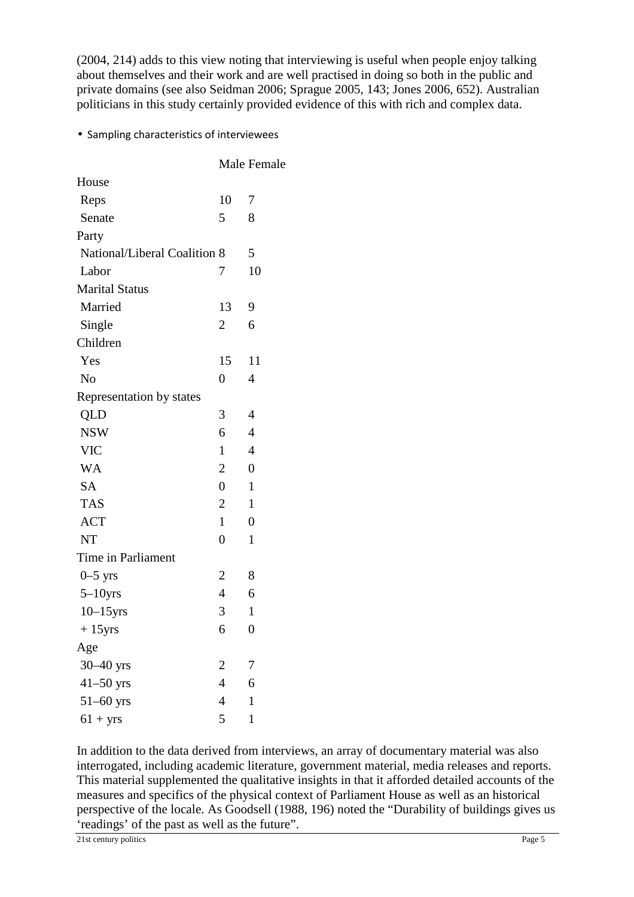(2004, 214) adds to this view noting that interviewing is useful when people enjoy talking about themselves and their work and are well practised in doing so both in the public and private domains (see also Seidman 2006; Sprague 2005, 143; Jones 2006, 652). Australian politicians in this study certainly provided evidence of this with rich and complex data.

- Sampling characteristics of interviewees

| | Male | Female |
|---|---|---|
| House | | |
| Reps | 10 | 7 |
| Senate | 5 | 8 |
| Party | | |
| National/Liberal Coalition | 8 | 5 |
| Labor | 7 | 10 |
| Marital Status | | |
| Married | 13 | 9 |
| Single | 2 | 6 |
| Children | | |
| Yes | 15 | 11 |
| No | 0 | 4 |
| Representation by states | | |
| QLD | 3 | 4 |
| NSW | 6 | 4 |
| VIC | 1 | 4 |
| WA | 2 | 0 |
| SA | 0 | 1 |
| TAS | 2 | 1 |
| ACT | 1 | 0 |
| NT | 0 | 1 |
| Time in Parliament | | |
| 0–5 yrs | 2 | 8 |
| 5–10yrs | 4 | 6 |
| 10–15yrs | 3 | 1 |
| + 15yrs | 6 | 0 |
| Age | | |
| 30–40 yrs | 2 | 7 |
| 41–50 yrs | 4 | 6 |
| 51–60 yrs | 4 | 1 |
| 61 + yrs | 5 | 1 |

In addition to the data derived from interviews, an array of documentary material was also interrogated, including academic literature, government material, media releases and reports. This material supplemented the qualitative insights in that it afforded detailed accounts of the measures and specifics of the physical context of Parliament House as well as an historical perspective of the locale. As Goodsell (1988, 196) noted the "Durability of buildings gives us 'readings' of the past as well as the future".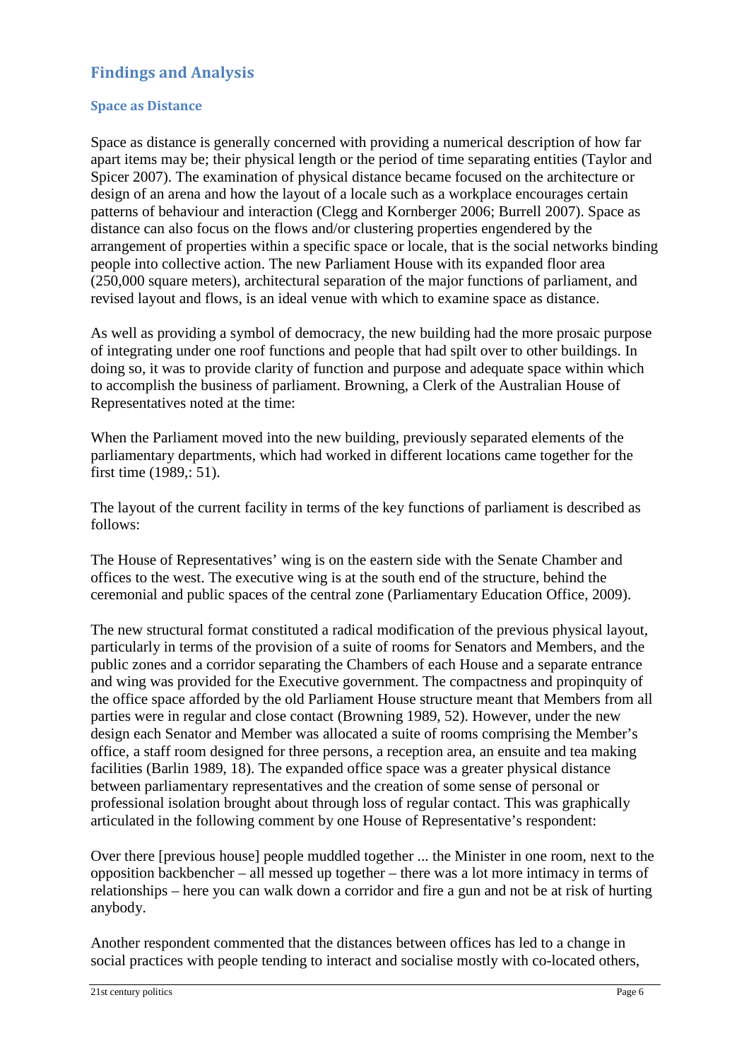## Findings and Analysis

### Space as Distance

Space as distance is generally concerned with providing a numerical description of how far apart items may be; their physical length or the period of time separating entities (Taylor and Spicer 2007). The examination of physical distance became focused on the architecture or design of an arena and how the layout of a locale such as a workplace encourages certain patterns of behaviour and interaction (Clegg and Kornberger 2006; Burrell 2007). Space as distance can also focus on the flows and/or clustering properties engendered by the arrangement of properties within a specific space or locale, that is the social networks binding people into collective action. The new Parliament House with its expanded floor area (250,000 square meters), architectural separation of the major functions of parliament, and revised layout and flows, is an ideal venue with which to examine space as distance.

As well as providing a symbol of democracy, the new building had the more prosaic purpose of integrating under one roof functions and people that had spilt over to other buildings. In doing so, it was to provide clarity of function and purpose and adequate space within which to accomplish the business of parliament. Browning, a Clerk of the Australian House of Representatives noted at the time:

When the Parliament moved into the new building, previously separated elements of the parliamentary departments, which had worked in different locations came together for the first time (1989,: 51).

The layout of the current facility in terms of the key functions of parliament is described as follows:

The House of Representatives' wing is on the eastern side with the Senate Chamber and offices to the west. The executive wing is at the south end of the structure, behind the ceremonial and public spaces of the central zone (Parliamentary Education Office, 2009).

The new structural format constituted a radical modification of the previous physical layout, particularly in terms of the provision of a suite of rooms for Senators and Members, and the public zones and a corridor separating the Chambers of each House and a separate entrance and wing was provided for the Executive government. The compactness and propinquity of the office space afforded by the old Parliament House structure meant that Members from all parties were in regular and close contact (Browning 1989, 52). However, under the new design each Senator and Member was allocated a suite of rooms comprising the Member's office, a staff room designed for three persons, a reception area, an ensuite and tea making facilities (Barlin 1989, 18). The expanded office space was a greater physical distance between parliamentary representatives and the creation of some sense of personal or professional isolation brought about through loss of regular contact. This was graphically articulated in the following comment by one House of Representative's respondent:

Over there [previous house] people muddled together ... the Minister in one room, next to the opposition backbencher – all messed up together – there was a lot more intimacy in terms of relationships – here you can walk down a corridor and fire a gun and not be at risk of hurting anybody.

Another respondent commented that the distances between offices has led to a change in social practices with people tending to interact and socialise mostly with co-located others,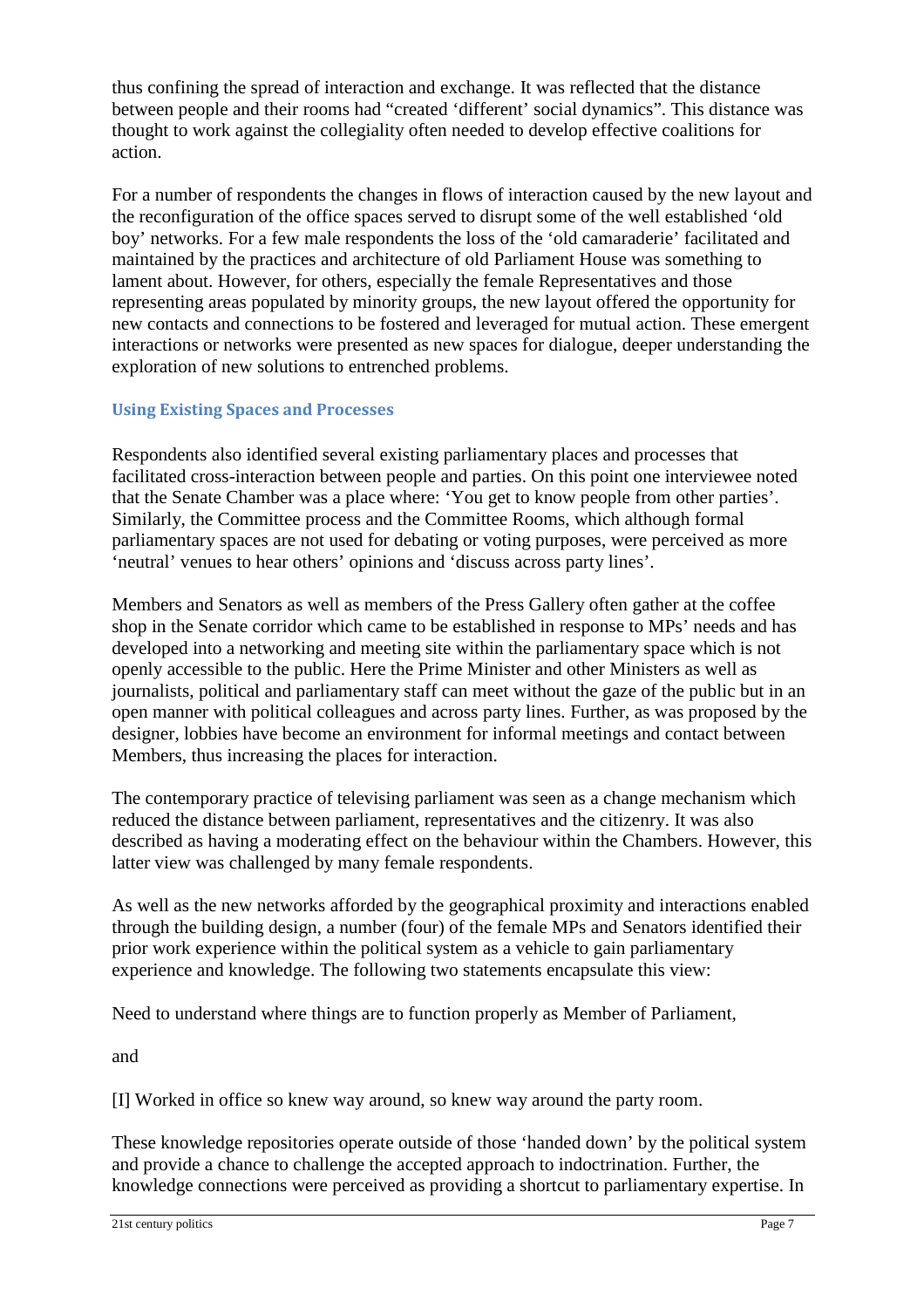thus confining the spread of interaction and exchange. It was reflected that the distance between people and their rooms had “created ‘different’ social dynamics”. This distance was thought to work against the collegiality often needed to develop effective coalitions for action.

For a number of respondents the changes in flows of interaction caused by the new layout and the reconfiguration of the office spaces served to disrupt some of the well established ‘old boy’ networks. For a few male respondents the loss of the ‘old camaraderie’ facilitated and maintained by the practices and architecture of old Parliament House was something to lament about. However, for others, especially the female Representatives and those representing areas populated by minority groups, the new layout offered the opportunity for new contacts and connections to be fostered and leveraged for mutual action. These emergent interactions or networks were presented as new spaces for dialogue, deeper understanding the exploration of new solutions to entrenched problems.

### Using Existing Spaces and Processes

Respondents also identified several existing parliamentary places and processes that facilitated cross-interaction between people and parties. On this point one interviewee noted that the Senate Chamber was a place where: ‘You get to know people from other parties’. Similarly, the Committee process and the Committee Rooms, which although formal parliamentary spaces are not used for debating or voting purposes, were perceived as more ‘neutral’ venues to hear others’ opinions and ‘discuss across party lines’.

Members and Senators as well as members of the Press Gallery often gather at the coffee shop in the Senate corridor which came to be established in response to MPs’ needs and has developed into a networking and meeting site within the parliamentary space which is not openly accessible to the public. Here the Prime Minister and other Ministers as well as journalists, political and parliamentary staff can meet without the gaze of the public but in an open manner with political colleagues and across party lines. Further, as was proposed by the designer, lobbies have become an environment for informal meetings and contact between Members, thus increasing the places for interaction.

The contemporary practice of televising parliament was seen as a change mechanism which reduced the distance between parliament, representatives and the citizenry. It was also described as having a moderating effect on the behaviour within the Chambers. However, this latter view was challenged by many female respondents.

As well as the new networks afforded by the geographical proximity and interactions enabled through the building design, a number (four) of the female MPs and Senators identified their prior work experience within the political system as a vehicle to gain parliamentary experience and knowledge. The following two statements encapsulate this view:

Need to understand where things are to function properly as Member of Parliament,

and

[I] Worked in office so knew way around, so knew way around the party room.

These knowledge repositories operate outside of those ‘handed down’ by the political system and provide a chance to challenge the accepted approach to indoctrination. Further, the knowledge connections were perceived as providing a shortcut to parliamentary expertise. In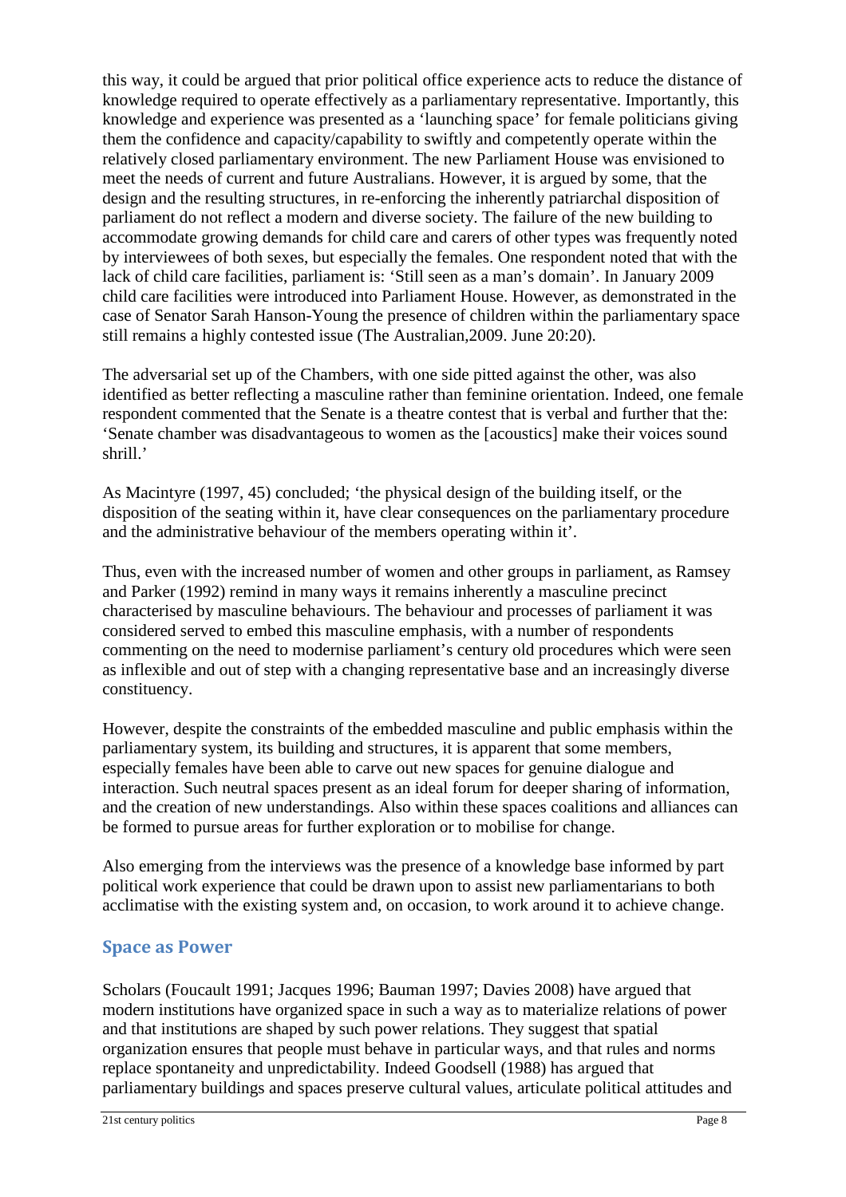this way, it could be argued that prior political office experience acts to reduce the distance of knowledge required to operate effectively as a parliamentary representative. Importantly, this knowledge and experience was presented as a 'launching space' for female politicians giving them the confidence and capacity/capability to swiftly and competently operate within the relatively closed parliamentary environment. The new Parliament House was envisioned to meet the needs of current and future Australians. However, it is argued by some, that the design and the resulting structures, in re-enforcing the inherently patriarchal disposition of parliament do not reflect a modern and diverse society. The failure of the new building to accommodate growing demands for child care and carers of other types was frequently noted by interviewees of both sexes, but especially the females. One respondent noted that with the lack of child care facilities, parliament is: 'Still seen as a man's domain'. In January 2009 child care facilities were introduced into Parliament House. However, as demonstrated in the case of Senator Sarah Hanson-Young the presence of children within the parliamentary space still remains a highly contested issue (The Australian,2009. June 20:20).

The adversarial set up of the Chambers, with one side pitted against the other, was also identified as better reflecting a masculine rather than feminine orientation. Indeed, one female respondent commented that the Senate is a theatre contest that is verbal and further that the: 'Senate chamber was disadvantageous to women as the [acoustics] make their voices sound shrill.'

As Macintyre (1997, 45) concluded; 'the physical design of the building itself, or the disposition of the seating within it, have clear consequences on the parliamentary procedure and the administrative behaviour of the members operating within it'.

Thus, even with the increased number of women and other groups in parliament, as Ramsey and Parker (1992) remind in many ways it remains inherently a masculine precinct characterised by masculine behaviours. The behaviour and processes of parliament it was considered served to embed this masculine emphasis, with a number of respondents commenting on the need to modernise parliament's century old procedures which were seen as inflexible and out of step with a changing representative base and an increasingly diverse constituency.

However, despite the constraints of the embedded masculine and public emphasis within the parliamentary system, its building and structures, it is apparent that some members, especially females have been able to carve out new spaces for genuine dialogue and interaction. Such neutral spaces present as an ideal forum for deeper sharing of information, and the creation of new understandings. Also within these spaces coalitions and alliances can be formed to pursue areas for further exploration or to mobilise for change.

Also emerging from the interviews was the presence of a knowledge base informed by part political work experience that could be drawn upon to assist new parliamentarians to both acclimatise with the existing system and, on occasion, to work around it to achieve change.

## Space as Power

Scholars (Foucault 1991; Jacques 1996; Bauman 1997; Davies 2008) have argued that modern institutions have organized space in such a way as to materialize relations of power and that institutions are shaped by such power relations. They suggest that spatial organization ensures that people must behave in particular ways, and that rules and norms replace spontaneity and unpredictability. Indeed Goodsell (1988) has argued that parliamentary buildings and spaces preserve cultural values, articulate political attitudes and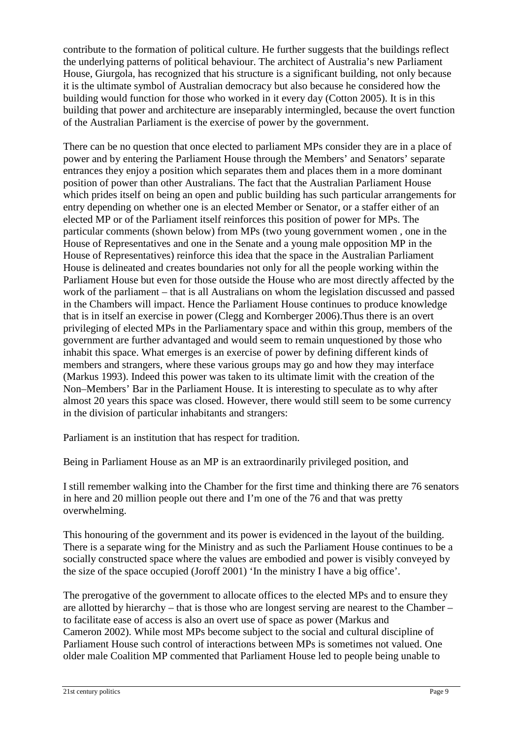contribute to the formation of political culture. He further suggests that the buildings reflect the underlying patterns of political behaviour. The architect of Australia's new Parliament House, Giurgola, has recognized that his structure is a significant building, not only because it is the ultimate symbol of Australian democracy but also because he considered how the building would function for those who worked in it every day (Cotton 2005). It is in this building that power and architecture are inseparably intermingled, because the overt function of the Australian Parliament is the exercise of power by the government.

There can be no question that once elected to parliament MPs consider they are in a place of power and by entering the Parliament House through the Members' and Senators' separate entrances they enjoy a position which separates them and places them in a more dominant position of power than other Australians. The fact that the Australian Parliament House which prides itself on being an open and public building has such particular arrangements for entry depending on whether one is an elected Member or Senator, or a staffer either of an elected MP or of the Parliament itself reinforces this position of power for MPs. The particular comments (shown below) from MPs (two young government women , one in the House of Representatives and one in the Senate and a young male opposition MP in the House of Representatives) reinforce this idea that the space in the Australian Parliament House is delineated and creates boundaries not only for all the people working within the Parliament House but even for those outside the House who are most directly affected by the work of the parliament – that is all Australians on whom the legislation discussed and passed in the Chambers will impact. Hence the Parliament House continues to produce knowledge that is in itself an exercise in power (Clegg and Kornberger 2006).Thus there is an overt privileging of elected MPs in the Parliamentary space and within this group, members of the government are further advantaged and would seem to remain unquestioned by those who inhabit this space. What emerges is an exercise of power by defining different kinds of members and strangers, where these various groups may go and how they may interface (Markus 1993). Indeed this power was taken to its ultimate limit with the creation of the Non–Members' Bar in the Parliament House. It is interesting to speculate as to why after almost 20 years this space was closed. However, there would still seem to be some currency in the division of particular inhabitants and strangers:

Parliament is an institution that has respect for tradition.

Being in Parliament House as an MP is an extraordinarily privileged position, and

I still remember walking into the Chamber for the first time and thinking there are 76 senators in here and 20 million people out there and I'm one of the 76 and that was pretty overwhelming.

This honouring of the government and its power is evidenced in the layout of the building. There is a separate wing for the Ministry and as such the Parliament House continues to be a socially constructed space where the values are embodied and power is visibly conveyed by the size of the space occupied (Joroff 2001) 'In the ministry I have a big office'.

The prerogative of the government to allocate offices to the elected MPs and to ensure they are allotted by hierarchy – that is those who are longest serving are nearest to the Chamber – to facilitate ease of access is also an overt use of space as power (Markus and Cameron 2002). While most MPs become subject to the social and cultural discipline of Parliament House such control of interactions between MPs is sometimes not valued. One older male Coalition MP commented that Parliament House led to people being unable to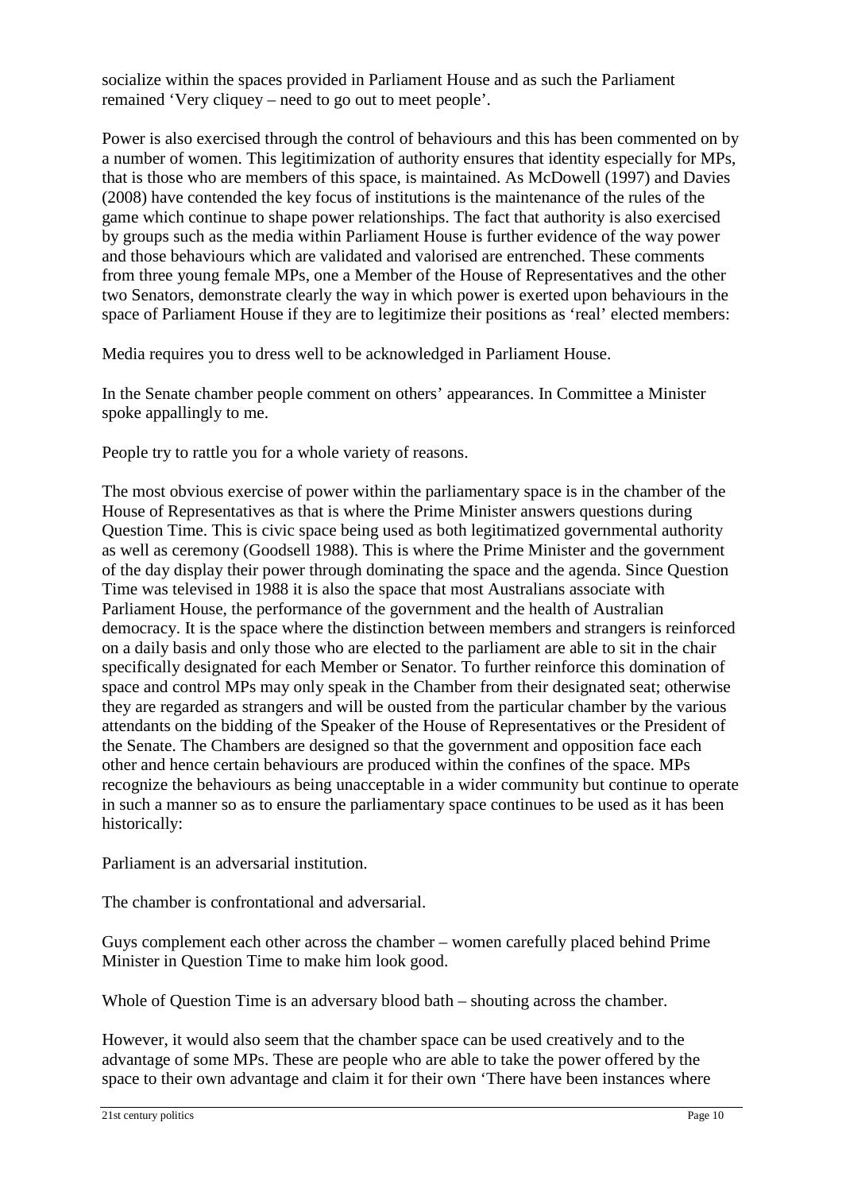socialize within the spaces provided in Parliament House and as such the Parliament remained 'Very cliquey – need to go out to meet people'.

Power is also exercised through the control of behaviours and this has been commented on by a number of women. This legitimization of authority ensures that identity especially for MPs, that is those who are members of this space, is maintained. As McDowell (1997) and Davies (2008) have contended the key focus of institutions is the maintenance of the rules of the game which continue to shape power relationships. The fact that authority is also exercised by groups such as the media within Parliament House is further evidence of the way power and those behaviours which are validated and valorised are entrenched. These comments from three young female MPs, one a Member of the House of Representatives and the other two Senators, demonstrate clearly the way in which power is exerted upon behaviours in the space of Parliament House if they are to legitimize their positions as 'real' elected members:

Media requires you to dress well to be acknowledged in Parliament House.

In the Senate chamber people comment on others' appearances. In Committee a Minister spoke appallingly to me.

People try to rattle you for a whole variety of reasons.

The most obvious exercise of power within the parliamentary space is in the chamber of the House of Representatives as that is where the Prime Minister answers questions during Question Time. This is civic space being used as both legitimatized governmental authority as well as ceremony (Goodsell 1988). This is where the Prime Minister and the government of the day display their power through dominating the space and the agenda. Since Question Time was televised in 1988 it is also the space that most Australians associate with Parliament House, the performance of the government and the health of Australian democracy. It is the space where the distinction between members and strangers is reinforced on a daily basis and only those who are elected to the parliament are able to sit in the chair specifically designated for each Member or Senator. To further reinforce this domination of space and control MPs may only speak in the Chamber from their designated seat; otherwise they are regarded as strangers and will be ousted from the particular chamber by the various attendants on the bidding of the Speaker of the House of Representatives or the President of the Senate. The Chambers are designed so that the government and opposition face each other and hence certain behaviours are produced within the confines of the space. MPs recognize the behaviours as being unacceptable in a wider community but continue to operate in such a manner so as to ensure the parliamentary space continues to be used as it has been historically:

Parliament is an adversarial institution.

The chamber is confrontational and adversarial.

Guys complement each other across the chamber – women carefully placed behind Prime Minister in Question Time to make him look good.

Whole of Question Time is an adversary blood bath – shouting across the chamber.

However, it would also seem that the chamber space can be used creatively and to the advantage of some MPs. These are people who are able to take the power offered by the space to their own advantage and claim it for their own 'There have been instances where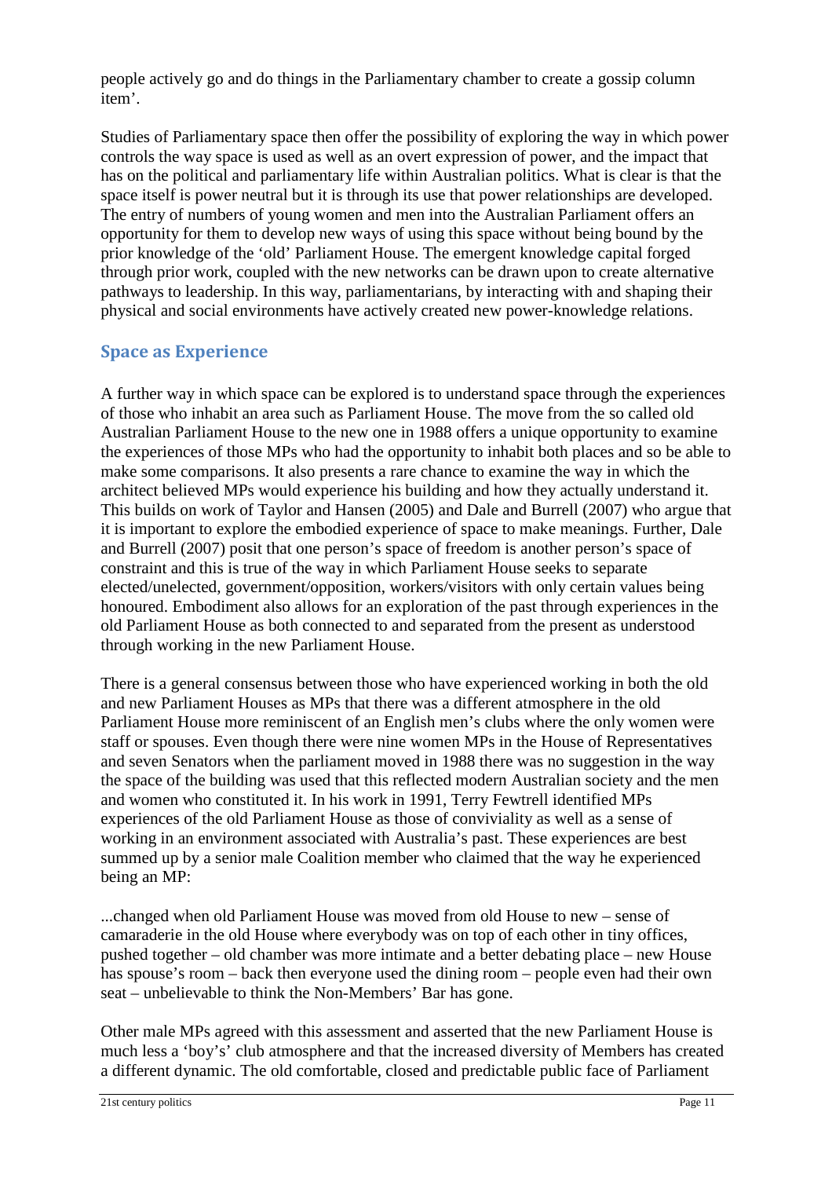people actively go and do things in the Parliamentary chamber to create a gossip column item'.

Studies of Parliamentary space then offer the possibility of exploring the way in which power controls the way space is used as well as an overt expression of power, and the impact that has on the political and parliamentary life within Australian politics. What is clear is that the space itself is power neutral but it is through its use that power relationships are developed. The entry of numbers of young women and men into the Australian Parliament offers an opportunity for them to develop new ways of using this space without being bound by the prior knowledge of the 'old' Parliament House. The emergent knowledge capital forged through prior work, coupled with the new networks can be drawn upon to create alternative pathways to leadership. In this way, parliamentarians, by interacting with and shaping their physical and social environments have actively created new power-knowledge relations.

## Space as Experience

A further way in which space can be explored is to understand space through the experiences of those who inhabit an area such as Parliament House. The move from the so called old Australian Parliament House to the new one in 1988 offers a unique opportunity to examine the experiences of those MPs who had the opportunity to inhabit both places and so be able to make some comparisons. It also presents a rare chance to examine the way in which the architect believed MPs would experience his building and how they actually understand it. This builds on work of Taylor and Hansen (2005) and Dale and Burrell (2007) who argue that it is important to explore the embodied experience of space to make meanings. Further, Dale and Burrell (2007) posit that one person's space of freedom is another person's space of constraint and this is true of the way in which Parliament House seeks to separate elected/unelected, government/opposition, workers/visitors with only certain values being honoured. Embodiment also allows for an exploration of the past through experiences in the old Parliament House as both connected to and separated from the present as understood through working in the new Parliament House.

There is a general consensus between those who have experienced working in both the old and new Parliament Houses as MPs that there was a different atmosphere in the old Parliament House more reminiscent of an English men's clubs where the only women were staff or spouses. Even though there were nine women MPs in the House of Representatives and seven Senators when the parliament moved in 1988 there was no suggestion in the way the space of the building was used that this reflected modern Australian society and the men and women who constituted it. In his work in 1991, Terry Fewtrell identified MPs experiences of the old Parliament House as those of conviviality as well as a sense of working in an environment associated with Australia's past. These experiences are best summed up by a senior male Coalition member who claimed that the way he experienced being an MP:

...changed when old Parliament House was moved from old House to new – sense of camaraderie in the old House where everybody was on top of each other in tiny offices, pushed together – old chamber was more intimate and a better debating place – new House has spouse's room – back then everyone used the dining room – people even had their own seat – unbelievable to think the Non-Members' Bar has gone.

Other male MPs agreed with this assessment and asserted that the new Parliament House is much less a 'boy's' club atmosphere and that the increased diversity of Members has created a different dynamic. The old comfortable, closed and predictable public face of Parliament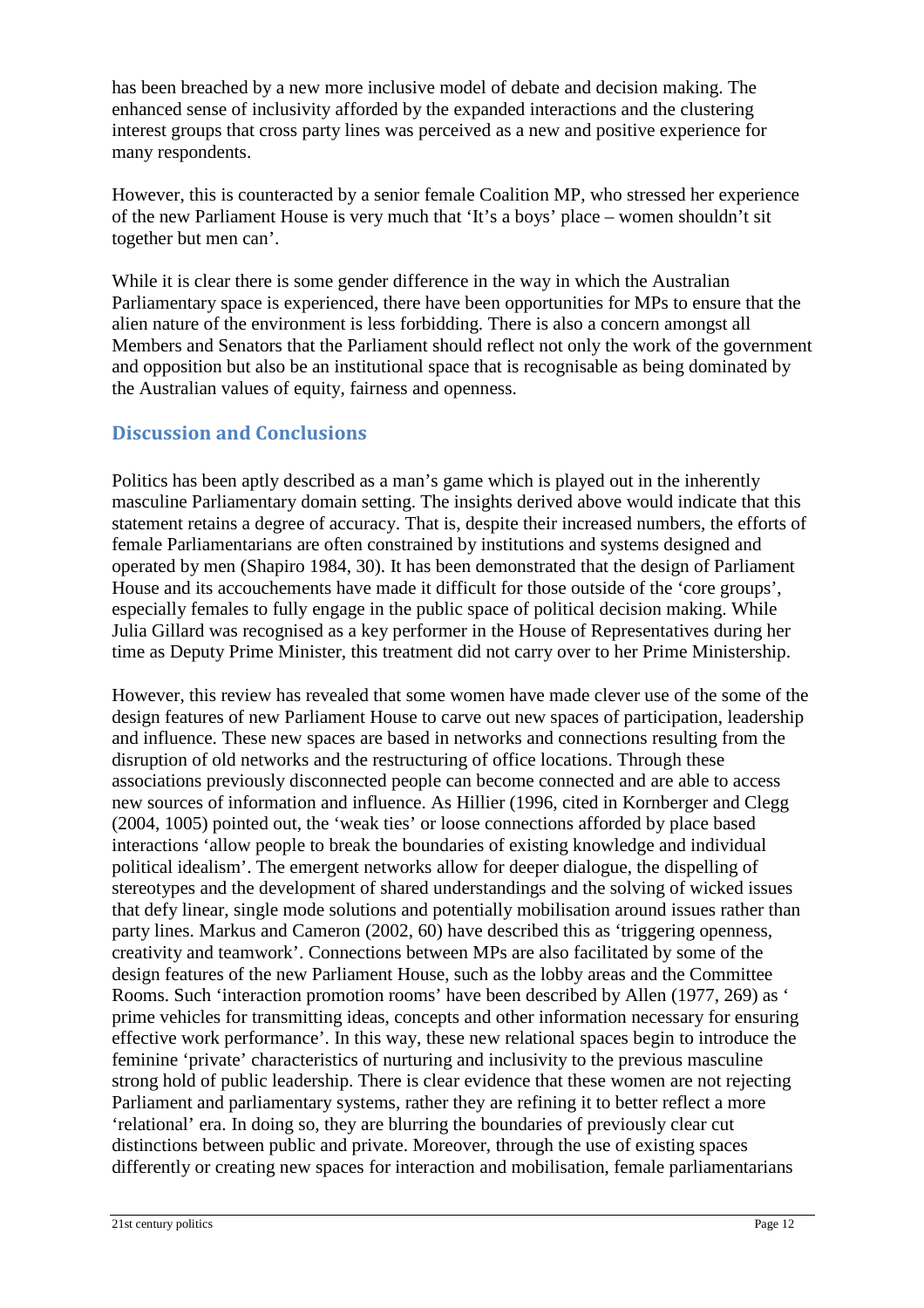has been breached by a new more inclusive model of debate and decision making. The enhanced sense of inclusivity afforded by the expanded interactions and the clustering interest groups that cross party lines was perceived as a new and positive experience for many respondents.

However, this is counteracted by a senior female Coalition MP, who stressed her experience of the new Parliament House is very much that 'It's a boys' place – women shouldn't sit together but men can'.

While it is clear there is some gender difference in the way in which the Australian Parliamentary space is experienced, there have been opportunities for MPs to ensure that the alien nature of the environment is less forbidding. There is also a concern amongst all Members and Senators that the Parliament should reflect not only the work of the government and opposition but also be an institutional space that is recognisable as being dominated by the Australian values of equity, fairness and openness.

## Discussion and Conclusions

Politics has been aptly described as a man's game which is played out in the inherently masculine Parliamentary domain setting. The insights derived above would indicate that this statement retains a degree of accuracy. That is, despite their increased numbers, the efforts of female Parliamentarians are often constrained by institutions and systems designed and operated by men (Shapiro 1984, 30). It has been demonstrated that the design of Parliament House and its accouchements have made it difficult for those outside of the 'core groups', especially females to fully engage in the public space of political decision making. While Julia Gillard was recognised as a key performer in the House of Representatives during her time as Deputy Prime Minister, this treatment did not carry over to her Prime Ministership.

However, this review has revealed that some women have made clever use of the some of the design features of new Parliament House to carve out new spaces of participation, leadership and influence. These new spaces are based in networks and connections resulting from the disruption of old networks and the restructuring of office locations. Through these associations previously disconnected people can become connected and are able to access new sources of information and influence. As Hillier (1996, cited in Kornberger and Clegg (2004, 1005) pointed out, the 'weak ties' or loose connections afforded by place based interactions 'allow people to break the boundaries of existing knowledge and individual political idealism'. The emergent networks allow for deeper dialogue, the dispelling of stereotypes and the development of shared understandings and the solving of wicked issues that defy linear, single mode solutions and potentially mobilisation around issues rather than party lines. Markus and Cameron (2002, 60) have described this as 'triggering openness, creativity and teamwork'. Connections between MPs are also facilitated by some of the design features of the new Parliament House, such as the lobby areas and the Committee Rooms. Such 'interaction promotion rooms' have been described by Allen (1977, 269) as ' prime vehicles for transmitting ideas, concepts and other information necessary for ensuring effective work performance'. In this way, these new relational spaces begin to introduce the feminine 'private' characteristics of nurturing and inclusivity to the previous masculine strong hold of public leadership. There is clear evidence that these women are not rejecting Parliament and parliamentary systems, rather they are refining it to better reflect a more 'relational' era. In doing so, they are blurring the boundaries of previously clear cut distinctions between public and private. Moreover, through the use of existing spaces differently or creating new spaces for interaction and mobilisation, female parliamentarians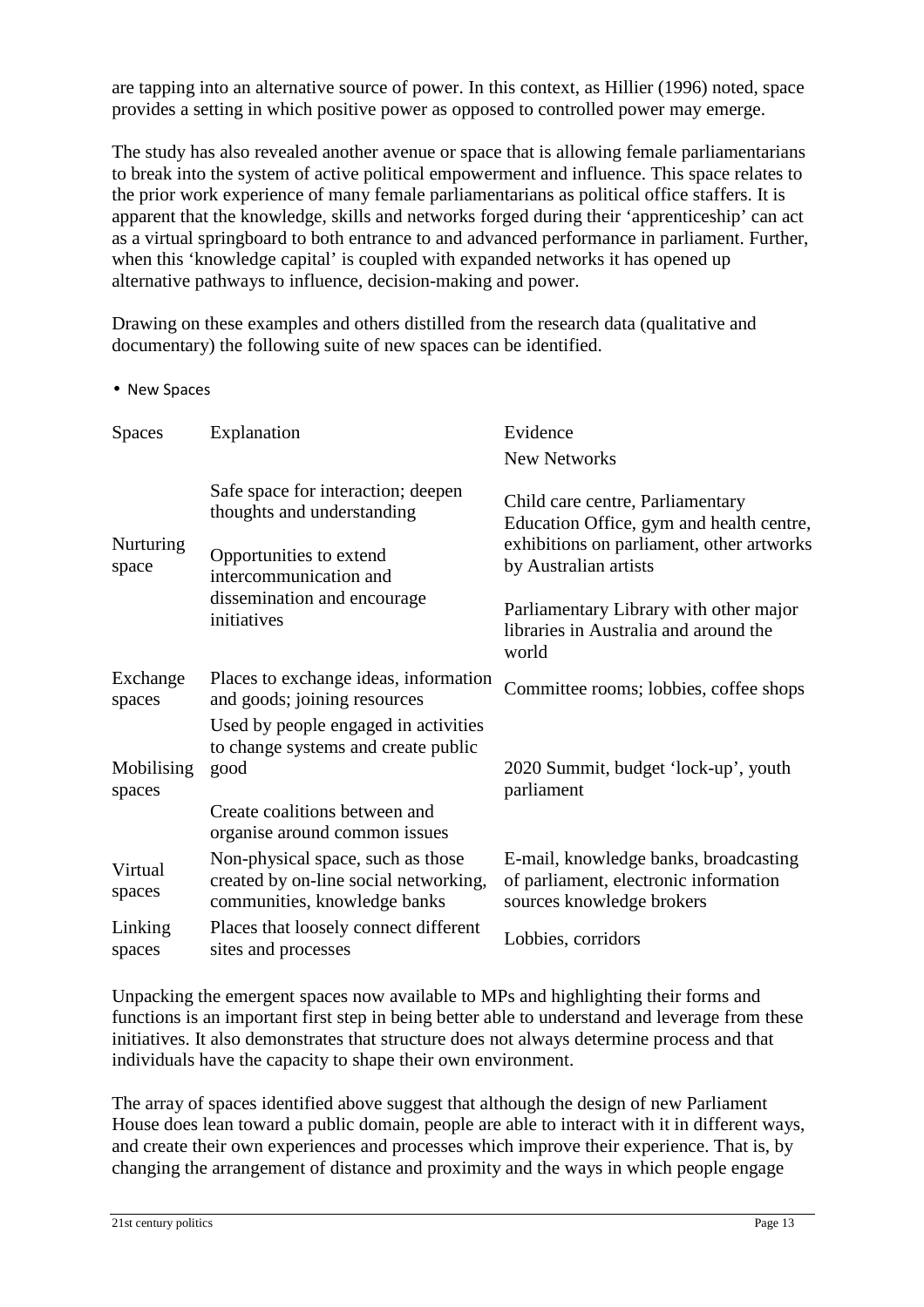are tapping into an alternative source of power. In this context, as Hillier (1996) noted, space provides a setting in which positive power as opposed to controlled power may emerge.

The study has also revealed another avenue or space that is allowing female parliamentarians to break into the system of active political empowerment and influence. This space relates to the prior work experience of many female parliamentarians as political office staffers. It is apparent that the knowledge, skills and networks forged during their 'apprenticeship' can act as a virtual springboard to both entrance to and advanced performance in parliament. Further, when this 'knowledge capital' is coupled with expanded networks it has opened up alternative pathways to influence, decision-making and power.

Drawing on these examples and others distilled from the research data (qualitative and documentary) the following suite of new spaces can be identified.

- New Spaces

| Spaces | Explanation | Evidence<br>New Networks |
|---|---|---|
| Nurturing space | Safe space for interaction; deepen thoughts and understanding<br><br>Opportunities to extend intercommunication and dissemination and encourage initiatives | Child care centre, Parliamentary Education Office, gym and health centre, exhibitions on parliament, other artworks by Australian artists<br><br>Parliamentary Library with other major libraries in Australia and around the world |
| Exchange spaces | Places to exchange ideas, information and goods; joining resources | Committee rooms; lobbies, coffee shops |
| Mobilising spaces | Used by people engaged in activities to change systems and create public good<br><br>Create coalitions between and organise around common issues | 2020 Summit, budget 'lock-up', youth parliament |
| Virtual spaces | Non-physical space, such as those created by on-line social networking, communities, knowledge banks | E-mail, knowledge banks, broadcasting of parliament, electronic information sources knowledge brokers |
| Linking spaces | Places that loosely connect different sites and processes | Lobbies, corridors |

Unpacking the emergent spaces now available to MPs and highlighting their forms and functions is an important first step in being better able to understand and leverage from these initiatives. It also demonstrates that structure does not always determine process and that individuals have the capacity to shape their own environment.

The array of spaces identified above suggest that although the design of new Parliament House does lean toward a public domain, people are able to interact with it in different ways, and create their own experiences and processes which improve their experience. That is, by changing the arrangement of distance and proximity and the ways in which people engage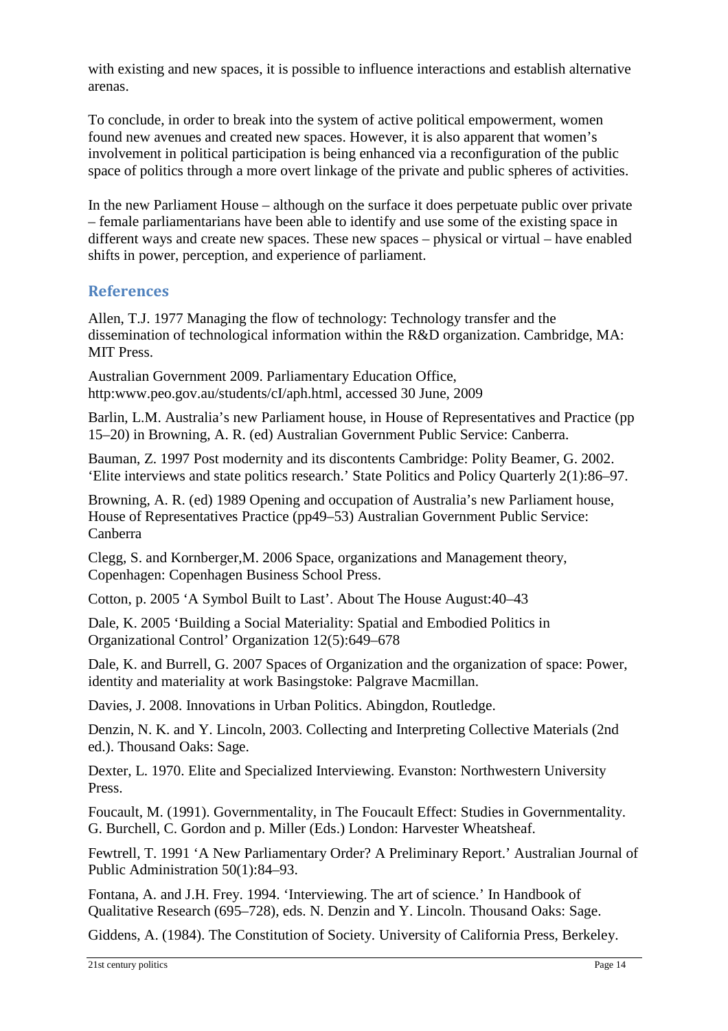with existing and new spaces, it is possible to influence interactions and establish alternative arenas.

To conclude, in order to break into the system of active political empowerment, women found new avenues and created new spaces. However, it is also apparent that women's involvement in political participation is being enhanced via a reconfiguration of the public space of politics through a more overt linkage of the private and public spheres of activities.

In the new Parliament House – although on the surface it does perpetuate public over private – female parliamentarians have been able to identify and use some of the existing space in different ways and create new spaces. These new spaces – physical or virtual – have enabled shifts in power, perception, and experience of parliament.

## References

Allen, T.J. 1977 Managing the flow of technology: Technology transfer and the dissemination of technological information within the R&D organization. Cambridge, MA: MIT Press.

Australian Government 2009. Parliamentary Education Office, http:www.peo.gov.au/students/cI/aph.html, accessed 30 June, 2009

Barlin, L.M. Australia's new Parliament house, in House of Representatives and Practice (pp 15–20) in Browning, A. R. (ed) Australian Government Public Service: Canberra.

Bauman, Z. 1997 Post modernity and its discontents Cambridge: Polity Beamer, G. 2002. 'Elite interviews and state politics research.' State Politics and Policy Quarterly 2(1):86–97.

Browning, A. R. (ed) 1989 Opening and occupation of Australia's new Parliament house, House of Representatives Practice (pp49–53) Australian Government Public Service: Canberra

Clegg, S. and Kornberger,M. 2006 Space, organizations and Management theory, Copenhagen: Copenhagen Business School Press.

Cotton, p. 2005 'A Symbol Built to Last'. About The House August:40–43

Dale, K. 2005 'Building a Social Materiality: Spatial and Embodied Politics in Organizational Control' Organization 12(5):649–678

Dale, K. and Burrell, G. 2007 Spaces of Organization and the organization of space: Power, identity and materiality at work Basingstoke: Palgrave Macmillan.

Davies, J. 2008. Innovations in Urban Politics. Abingdon, Routledge.

Denzin, N. K. and Y. Lincoln, 2003. Collecting and Interpreting Collective Materials (2nd ed.). Thousand Oaks: Sage.

Dexter, L. 1970. Elite and Specialized Interviewing. Evanston: Northwestern University Press.

Foucault, M. (1991). Governmentality, in The Foucault Effect: Studies in Governmentality. G. Burchell, C. Gordon and p. Miller (Eds.) London: Harvester Wheatsheaf.

Fewtrell, T. 1991 'A New Parliamentary Order? A Preliminary Report.' Australian Journal of Public Administration 50(1):84–93.

Fontana, A. and J.H. Frey. 1994. 'Interviewing. The art of science.' In Handbook of Qualitative Research (695–728), eds. N. Denzin and Y. Lincoln. Thousand Oaks: Sage.

Giddens, A. (1984). The Constitution of Society. University of California Press, Berkeley.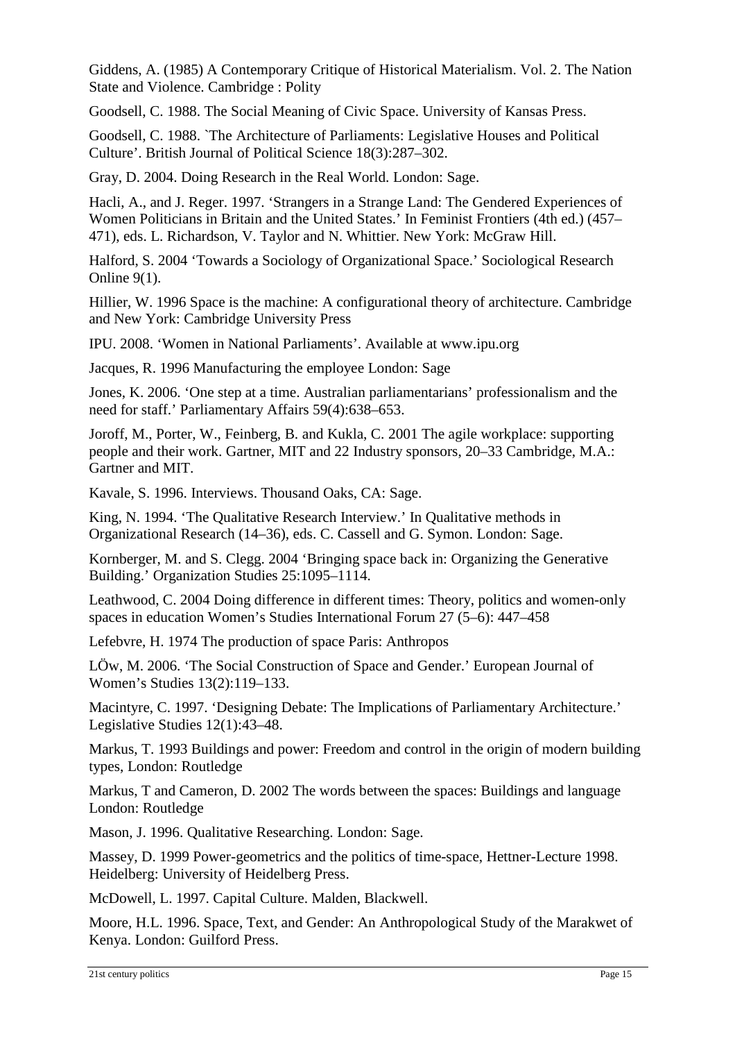Giddens, A. (1985) A Contemporary Critique of Historical Materialism. Vol. 2. The Nation State and Violence. Cambridge : Polity

Goodsell, C. 1988. The Social Meaning of Civic Space. University of Kansas Press.

Goodsell, C. 1988. `The Architecture of Parliaments: Legislative Houses and Political Culture'. British Journal of Political Science 18(3):287–302.

Gray, D. 2004. Doing Research in the Real World. London: Sage.

Hacli, A., and J. Reger. 1997. 'Strangers in a Strange Land: The Gendered Experiences of Women Politicians in Britain and the United States.' In Feminist Frontiers (4th ed.) (457–471), eds. L. Richardson, V. Taylor and N. Whittier. New York: McGraw Hill.

Halford, S. 2004 'Towards a Sociology of Organizational Space.' Sociological Research Online 9(1).

Hillier, W. 1996 Space is the machine: A configurational theory of architecture. Cambridge and New York: Cambridge University Press

IPU. 2008. 'Women in National Parliaments'. Available at www.ipu.org

Jacques, R. 1996 Manufacturing the employee London: Sage

Jones, K. 2006. 'One step at a time. Australian parliamentarians' professionalism and the need for staff.' Parliamentary Affairs 59(4):638–653.

Joroff, M., Porter, W., Feinberg, B. and Kukla, C. 2001 The agile workplace: supporting people and their work. Gartner, MIT and 22 Industry sponsors, 20–33 Cambridge, M.A.: Gartner and MIT.

Kavale, S. 1996. Interviews. Thousand Oaks, CA: Sage.

King, N. 1994. 'The Qualitative Research Interview.' In Qualitative methods in Organizational Research (14–36), eds. C. Cassell and G. Symon. London: Sage.

Kornberger, M. and S. Clegg. 2004 'Bringing space back in: Organizing the Generative Building.' Organization Studies 25:1095–1114.

Leathwood, C. 2004 Doing difference in different times: Theory, politics and women-only spaces in education Women's Studies International Forum 27 (5–6): 447–458

Lefebvre, H. 1974 The production of space Paris: Anthropos

LÖw, M. 2006. 'The Social Construction of Space and Gender.' European Journal of Women's Studies 13(2):119–133.

Macintyre, C. 1997. 'Designing Debate: The Implications of Parliamentary Architecture.' Legislative Studies 12(1):43–48.

Markus, T. 1993 Buildings and power: Freedom and control in the origin of modern building types, London: Routledge

Markus, T and Cameron, D. 2002 The words between the spaces: Buildings and language London: Routledge

Mason, J. 1996. Qualitative Researching. London: Sage.

Massey, D. 1999 Power-geometrics and the politics of time-space, Hettner-Lecture 1998. Heidelberg: University of Heidelberg Press.

McDowell, L. 1997. Capital Culture. Malden, Blackwell.

Moore, H.L. 1996. Space, Text, and Gender: An Anthropological Study of the Marakwet of Kenya. London: Guilford Press.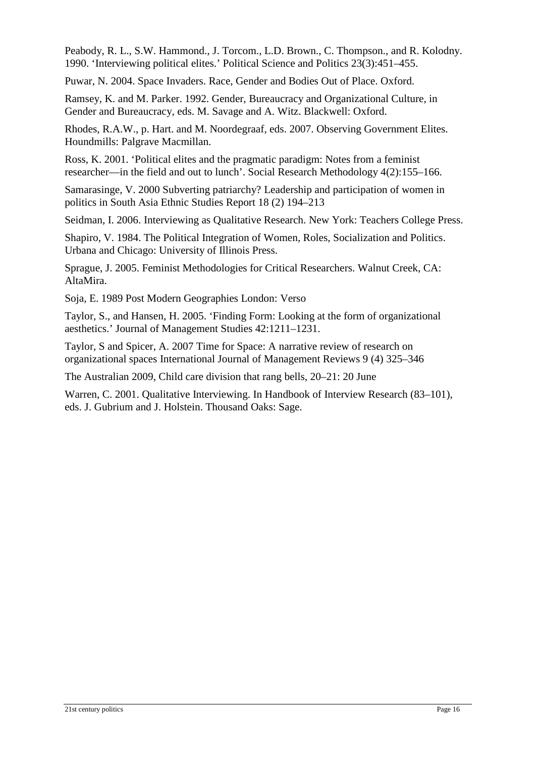Peabody, R. L., S.W. Hammond., J. Torcom., L.D. Brown., C. Thompson., and R. Kolodny. 1990. 'Interviewing political elites.' Political Science and Politics 23(3):451–455.

Puwar, N. 2004. Space Invaders. Race, Gender and Bodies Out of Place. Oxford.

Ramsey, K. and M. Parker. 1992. Gender, Bureaucracy and Organizational Culture, in Gender and Bureaucracy, eds. M. Savage and A. Witz. Blackwell: Oxford.

Rhodes, R.A.W., p. Hart. and M. Noordegraaf, eds. 2007. Observing Government Elites. Houndmills: Palgrave Macmillan.

Ross, K. 2001. 'Political elites and the pragmatic paradigm: Notes from a feminist researcher—in the field and out to lunch'. Social Research Methodology 4(2):155–166.

Samarasinge, V. 2000 Subverting patriarchy? Leadership and participation of women in politics in South Asia Ethnic Studies Report 18 (2) 194–213

Seidman, I. 2006. Interviewing as Qualitative Research. New York: Teachers College Press.

Shapiro, V. 1984. The Political Integration of Women, Roles, Socialization and Politics. Urbana and Chicago: University of Illinois Press.

Sprague, J. 2005. Feminist Methodologies for Critical Researchers. Walnut Creek, CA: AltaMira.

Soja, E. 1989 Post Modern Geographies London: Verso

Taylor, S., and Hansen, H. 2005. 'Finding Form: Looking at the form of organizational aesthetics.' Journal of Management Studies 42:1211–1231.

Taylor, S and Spicer, A. 2007 Time for Space: A narrative review of research on organizational spaces International Journal of Management Reviews 9 (4) 325–346

The Australian 2009, Child care division that rang bells, 20–21: 20 June

Warren, C. 2001. Qualitative Interviewing. In Handbook of Interview Research (83–101), eds. J. Gubrium and J. Holstein. Thousand Oaks: Sage.